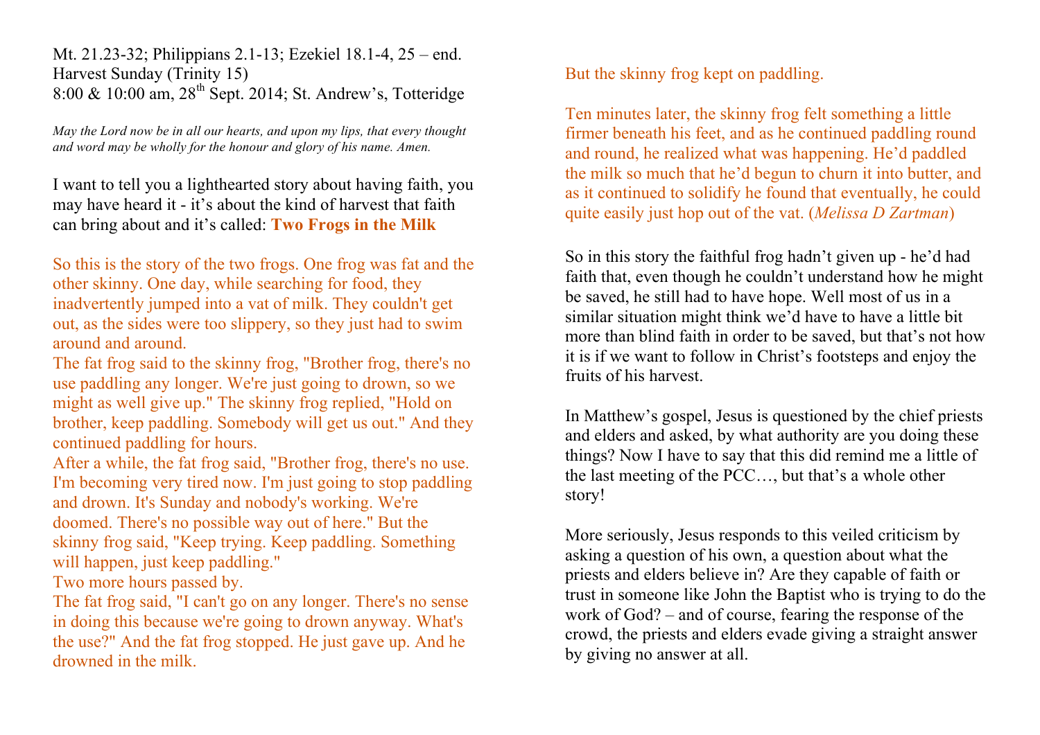Mt. 21.23-32; Philippians 2.1-13; Ezekiel 18.1-4, 25 – end.
Harvest Sunday (Trinity 15)
8:00 & 10:00 am, 28th Sept. 2014; St. Andrew's, Totteridge

*May the Lord now be in all our hearts, and upon my lips, that every thought and word may be wholly for the honour and glory of his name. Amen.*

I want to tell you a lighthearted story about having faith, you may have heard it - it's about the kind of harvest that faith can bring about and it's called: **Two Frogs in the Milk**

So this is the story of the two frogs. One frog was fat and the other skinny. One day, while searching for food, they inadvertently jumped into a vat of milk. They couldn't get out, as the sides were too slippery, so they just had to swim around and around.

The fat frog said to the skinny frog, "Brother frog, there's no use paddling any longer. We're just going to drown, so we might as well give up." The skinny frog replied, "Hold on brother, keep paddling. Somebody will get us out." And they continued paddling for hours.

After a while, the fat frog said, "Brother frog, there's no use. I'm becoming very tired now. I'm just going to stop paddling and drown. It's Sunday and nobody's working. We're doomed. There's no possible way out of here." But the skinny frog said, "Keep trying. Keep paddling. Something will happen, just keep paddling."

Two more hours passed by.

The fat frog said, "I can't go on any longer. There's no sense in doing this because we're going to drown anyway. What's the use?" And the fat frog stopped. He just gave up. And he drowned in the milk.

But the skinny frog kept on paddling.

Ten minutes later, the skinny frog felt something a little firmer beneath his feet, and as he continued paddling round and round, he realized what was happening. He'd paddled the milk so much that he'd begun to churn it into butter, and as it continued to solidify he found that eventually, he could quite easily just hop out of the vat. (*Melissa D Zartman*)

So in this story the faithful frog hadn't given up - he'd had faith that, even though he couldn't understand how he might be saved, he still had to have hope. Well most of us in a similar situation might think we'd have to have a little bit more than blind faith in order to be saved, but that's not how it is if we want to follow in Christ's footsteps and enjoy the fruits of his harvest.

In Matthew's gospel, Jesus is questioned by the chief priests and elders and asked, by what authority are you doing these things? Now I have to say that this did remind me a little of the last meeting of the PCC…, but that's a whole other story!

More seriously, Jesus responds to this veiled criticism by asking a question of his own, a question about what the priests and elders believe in? Are they capable of faith or trust in someone like John the Baptist who is trying to do the work of God? – and of course, fearing the response of the crowd, the priests and elders evade giving a straight answer by giving no answer at all.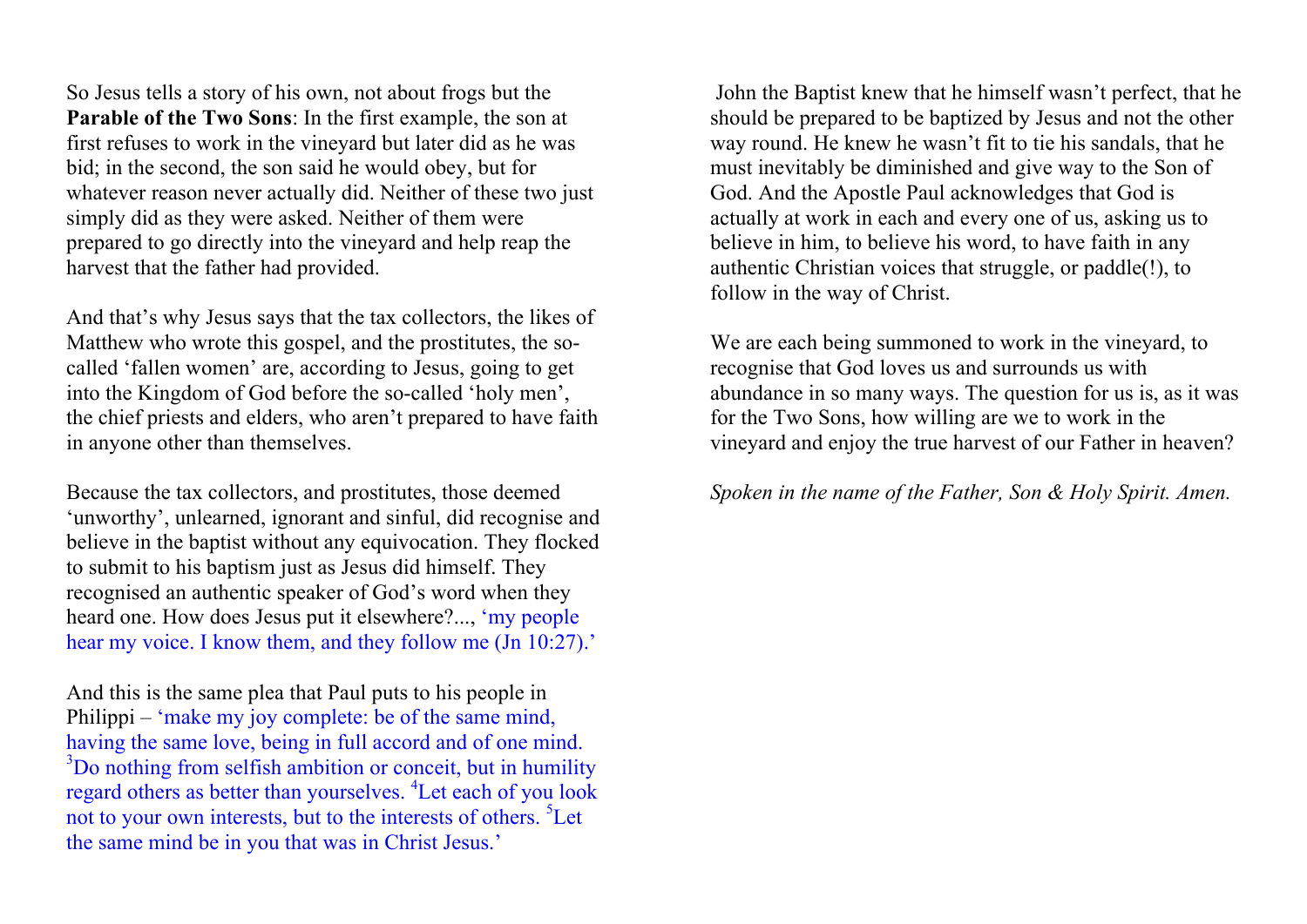So Jesus tells a story of his own, not about frogs but the **Parable of the Two Sons**: In the first example, the son at first refuses to work in the vineyard but later did as he was bid; in the second, the son said he would obey, but for whatever reason never actually did. Neither of these two just simply did as they were asked. Neither of them were prepared to go directly into the vineyard and help reap the harvest that the father had provided.

And that's why Jesus says that the tax collectors, the likes of Matthew who wrote this gospel, and the prostitutes, the so-called 'fallen women' are, according to Jesus, going to get into the Kingdom of God before the so-called 'holy men', the chief priests and elders, who aren't prepared to have faith in anyone other than themselves.

Because the tax collectors, and prostitutes, those deemed 'unworthy', unlearned, ignorant and sinful, did recognise and believe in the baptist without any equivocation. They flocked to submit to his baptism just as Jesus did himself. They recognised an authentic speaker of God's word when they heard one. How does Jesus put it elsewhere?..., 'my people hear my voice. I know them, and they follow me (Jn 10:27).'

And this is the same plea that Paul puts to his people in Philippi – 'make my joy complete: be of the same mind, having the same love, being in full accord and of one mind. [3]Do nothing from selfish ambition or conceit, but in humility regard others as better than yourselves. [4]Let each of you look not to your own interests, but to the interests of others. [5]Let the same mind be in you that was in Christ Jesus.'

John the Baptist knew that he himself wasn't perfect, that he should be prepared to be baptized by Jesus and not the other way round. He knew he wasn't fit to tie his sandals, that he must inevitably be diminished and give way to the Son of God. And the Apostle Paul acknowledges that God is actually at work in each and every one of us, asking us to believe in him, to believe his word, to have faith in any authentic Christian voices that struggle, or paddle(!), to follow in the way of Christ.

We are each being summoned to work in the vineyard, to recognise that God loves us and surrounds us with abundance in so many ways. The question for us is, as it was for the Two Sons, how willing are we to work in the vineyard and enjoy the true harvest of our Father in heaven?

*Spoken in the name of the Father, Son & Holy Spirit. Amen.*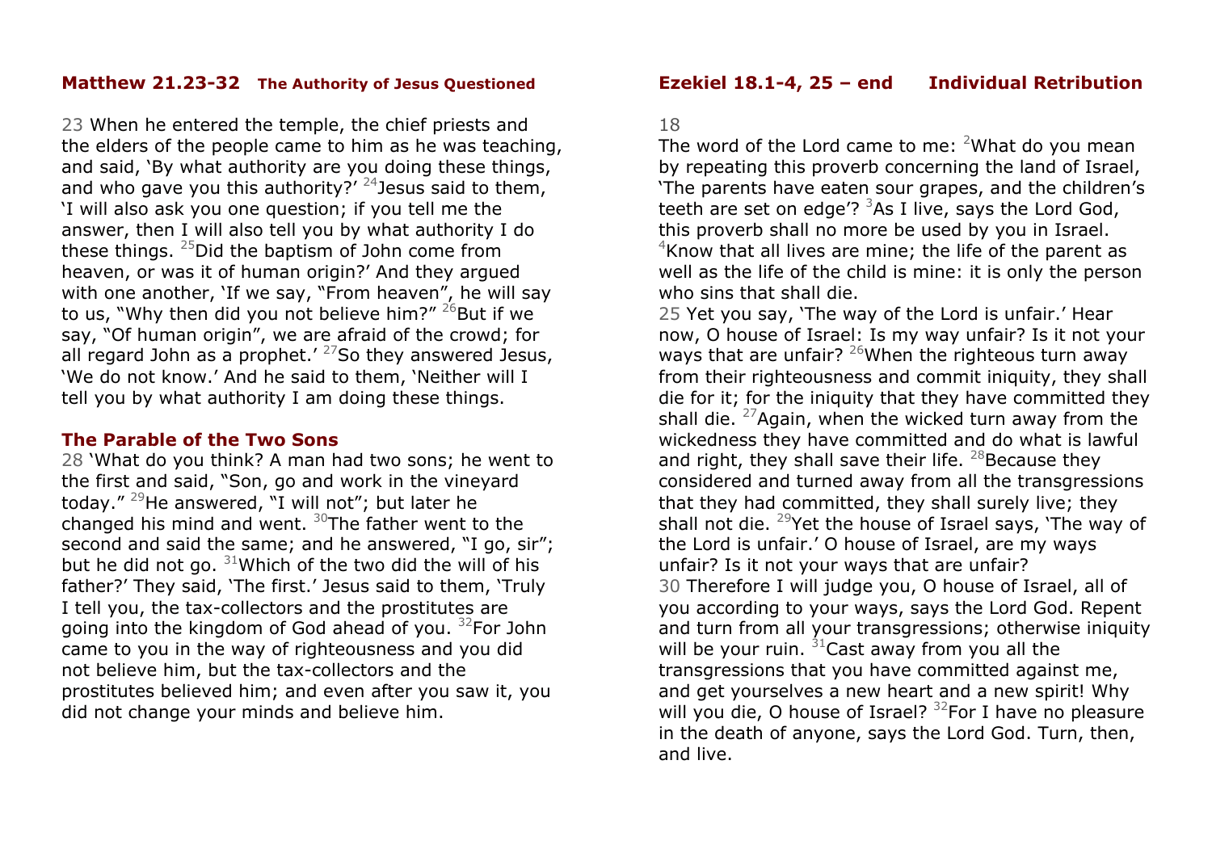## Matthew 21.23-32 The Authority of Jesus Questioned

23 When he entered the temple, the chief priests and the elders of the people came to him as he was teaching, and said, 'By what authority are you doing these things, and who gave you this authority?' [24]Jesus said to them, 'I will also ask you one question; if you tell me the answer, then I will also tell you by what authority I do these things. [25]Did the baptism of John come from heaven, or was it of human origin?' And they argued with one another, 'If we say, "From heaven", he will say to us, "Why then did you not believe him?" [26]But if we say, "Of human origin", we are afraid of the crowd; for all regard John as a prophet.' [27]So they answered Jesus, 'We do not know.' And he said to them, 'Neither will I tell you by what authority I am doing these things.

### The Parable of the Two Sons

28 'What do you think? A man had two sons; he went to the first and said, "Son, go and work in the vineyard today." [29]He answered, "I will not"; but later he changed his mind and went. [30]The father went to the second and said the same; and he answered, "I go, sir"; but he did not go. [31]Which of the two did the will of his father?' They said, 'The first.' Jesus said to them, 'Truly I tell you, the tax-collectors and the prostitutes are going into the kingdom of God ahead of you. [32]For John came to you in the way of righteousness and you did not believe him, but the tax-collectors and the prostitutes believed him; and even after you saw it, you did not change your minds and believe him.

## Ezekiel 18.1-4, 25 – end Individual Retribution

18

The word of the Lord came to me: [2]What do you mean by repeating this proverb concerning the land of Israel, 'The parents have eaten sour grapes, and the children's teeth are set on edge'? [3]As I live, says the Lord God, this proverb shall no more be used by you in Israel. [4]Know that all lives are mine; the life of the parent as well as the life of the child is mine: it is only the person who sins that shall die.

25 Yet you say, 'The way of the Lord is unfair.' Hear now, O house of Israel: Is my way unfair? Is it not your ways that are unfair? [26]When the righteous turn away from their righteousness and commit iniquity, they shall die for it; for the iniquity that they have committed they shall die. [27]Again, when the wicked turn away from the wickedness they have committed and do what is lawful and right, they shall save their life. [28]Because they considered and turned away from all the transgressions that they had committed, they shall surely live; they shall not die. [29]Yet the house of Israel says, 'The way of the Lord is unfair.' O house of Israel, are my ways unfair? Is it not your ways that are unfair?

30 Therefore I will judge you, O house of Israel, all of you according to your ways, says the Lord God. Repent and turn from all your transgressions; otherwise iniquity will be your ruin. [31]Cast away from you all the transgressions that you have committed against me, and get yourselves a new heart and a new spirit! Why will you die, O house of Israel? [32]For I have no pleasure in the death of anyone, says the Lord God. Turn, then, and live.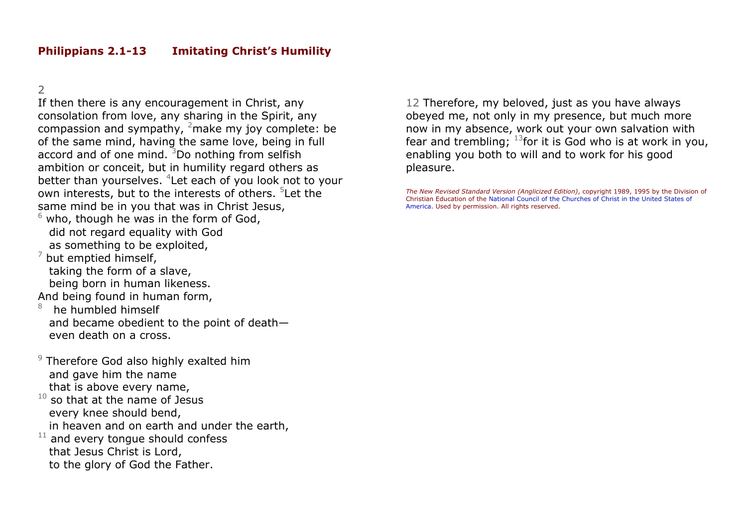### Philippians 2.1-13 Imitating Christ's Humility

2

If then there is any encouragement in Christ, any consolation from love, any sharing in the Spirit, any compassion and sympathy, [2]make my joy complete: be of the same mind, having the same love, being in full accord and of one mind. [3]Do nothing from selfish ambition or conceit, but in humility regard others as better than yourselves. [4]Let each of you look not to your own interests, but to the interests of others. [5]Let the same mind be in you that was in Christ Jesus,

[6] who, though he was in the form of God,
  did not regard equality with God
  as something to be exploited,
[7] but emptied himself,
  taking the form of a slave,
  being born in human likeness.
And being found in human form,
[8] he humbled himself
  and became obedient to the point of death—
  even death on a cross.

[9] Therefore God also highly exalted him
  and gave him the name
  that is above every name,
[10] so that at the name of Jesus
  every knee should bend,
  in heaven and on earth and under the earth,
[11] and every tongue should confess
  that Jesus Christ is Lord,
  to the glory of God the Father.

12 Therefore, my beloved, just as you have always obeyed me, not only in my presence, but much more now in my absence, work out your own salvation with fear and trembling; [13]for it is God who is at work in you, enabling you both to will and to work for his good pleasure.

*The New Revised Standard Version (Anglicized Edition)*, copyright 1989, 1995 by the Division of Christian Education of the National Council of the Churches of Christ in the United States of America. Used by permission. All rights reserved.